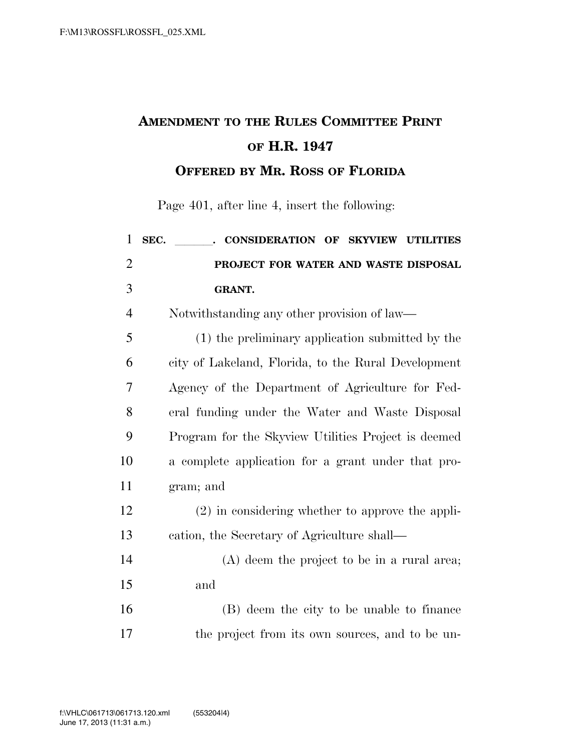# AMENDMENT TO THE RULES COMMITTEE PRINT OF H.R. 1947

## OFFERED BY MR. ROSS OF FLORIDA

Page 401, after line 4, insert the following:

**SEC. \_\_\_\_\_\_. CONSIDERATION OF SKYVIEW UTILITIES PROJECT FOR WATER AND WASTE DISPOSAL GRANT.**

Notwithstanding any other provision of law—

(1) the preliminary application submitted by the city of Lakeland, Florida, to the Rural Development Agency of the Department of Agriculture for Federal funding under the Water and Waste Disposal Program for the Skyview Utilities Project is deemed a complete application for a grant under that program; and

(2) in considering whether to approve the application, the Secretary of Agriculture shall—

(A) deem the project to be in a rural area; and

(B) deem the city to be unable to finance the project from its own sources, and to be un-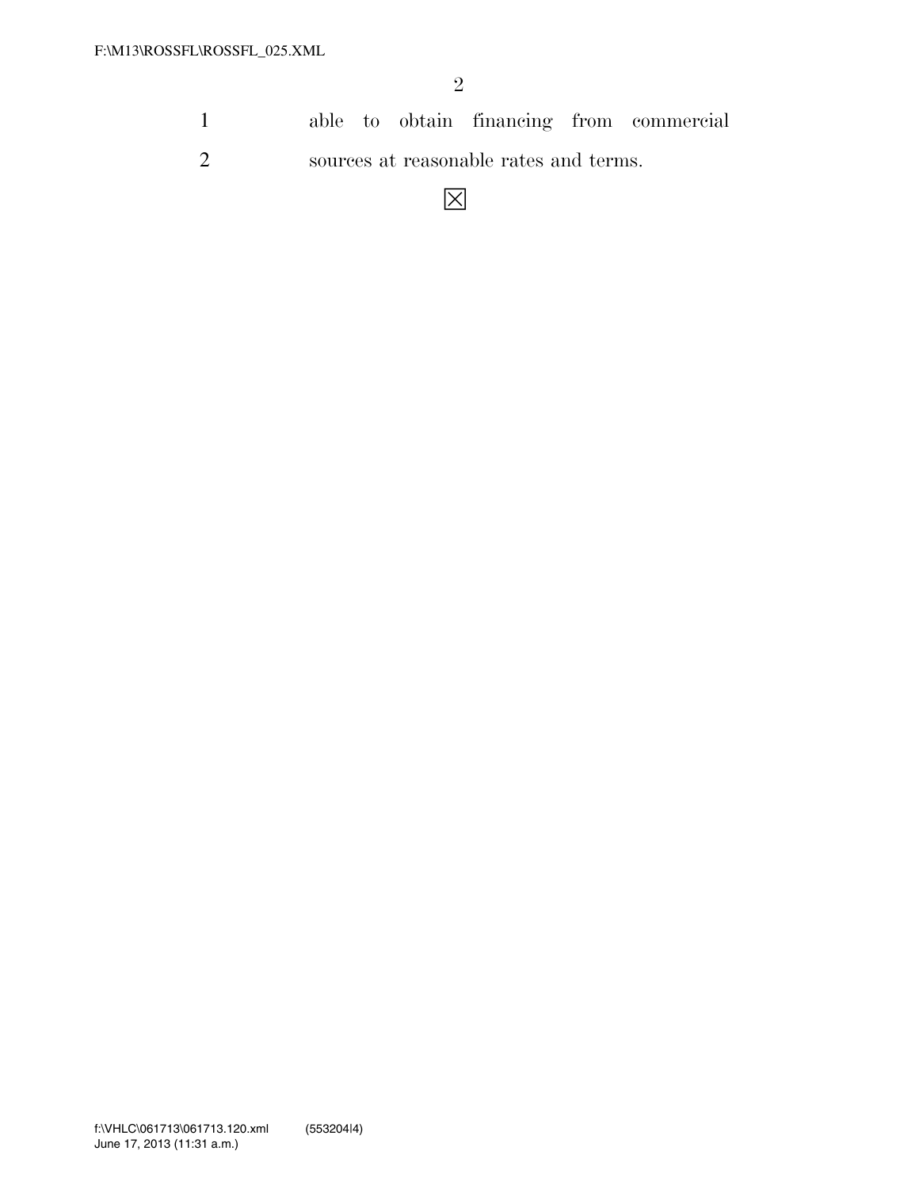able to obtain financing from commercial sources at reasonable rates and terms.

☒